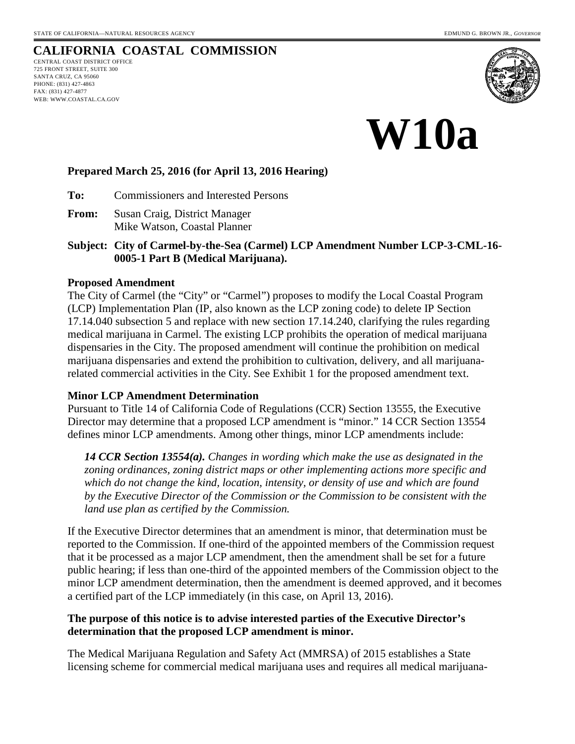STATE OF CALIFORNIA—NATURAL RESOURCES AGENCY EDMUND G. BROWN JR., *GOVERNOR*

# CALIFORNIA COASTAL COMMISSION

CENTRAL COAST DISTRICT OFFICE
725 FRONT STREET, SUITE 300
SANTA CRUZ, CA 95060
PHONE: (831) 427-4863
FAX: (831) 427-4877
WEB: WWW.COASTAL.CA.GOV

# W10a

**Prepared March 25, 2016 (for April 13, 2016 Hearing)**

**To:** Commissioners and Interested Persons

**From:** Susan Craig, District Manager
Mike Watson, Coastal Planner

**Subject: City of Carmel-by-the-Sea (Carmel) LCP Amendment Number LCP-3-CML-16-0005-1 Part B (Medical Marijuana).**

**Proposed Amendment**

The City of Carmel (the "City" or "Carmel") proposes to modify the Local Coastal Program (LCP) Implementation Plan (IP, also known as the LCP zoning code) to delete IP Section 17.14.040 subsection 5 and replace with new section 17.14.240, clarifying the rules regarding medical marijuana in Carmel. The existing LCP prohibits the operation of medical marijuana dispensaries in the City. The proposed amendment will continue the prohibition on medical marijuana dispensaries and extend the prohibition to cultivation, delivery, and all marijuana-related commercial activities in the City. See Exhibit 1 for the proposed amendment text.

**Minor LCP Amendment Determination**

Pursuant to Title 14 of California Code of Regulations (CCR) Section 13555, the Executive Director may determine that a proposed LCP amendment is "minor." 14 CCR Section 13554 defines minor LCP amendments. Among other things, minor LCP amendments include:

> ***14 CCR Section 13554(a).*** *Changes in wording which make the use as designated in the zoning ordinances, zoning district maps or other implementing actions more specific and which do not change the kind, location, intensity, or density of use and which are found by the Executive Director of the Commission or the Commission to be consistent with the land use plan as certified by the Commission.*

If the Executive Director determines that an amendment is minor, that determination must be reported to the Commission. If one-third of the appointed members of the Commission request that it be processed as a major LCP amendment, then the amendment shall be set for a future public hearing; if less than one-third of the appointed members of the Commission object to the minor LCP amendment determination, then the amendment is deemed approved, and it becomes a certified part of the LCP immediately (in this case, on April 13, 2016).

**The purpose of this notice is to advise interested parties of the Executive Director's determination that the proposed LCP amendment is minor.**

The Medical Marijuana Regulation and Safety Act (MMRSA) of 2015 establishes a State licensing scheme for commercial medical marijuana uses and requires all medical marijuana-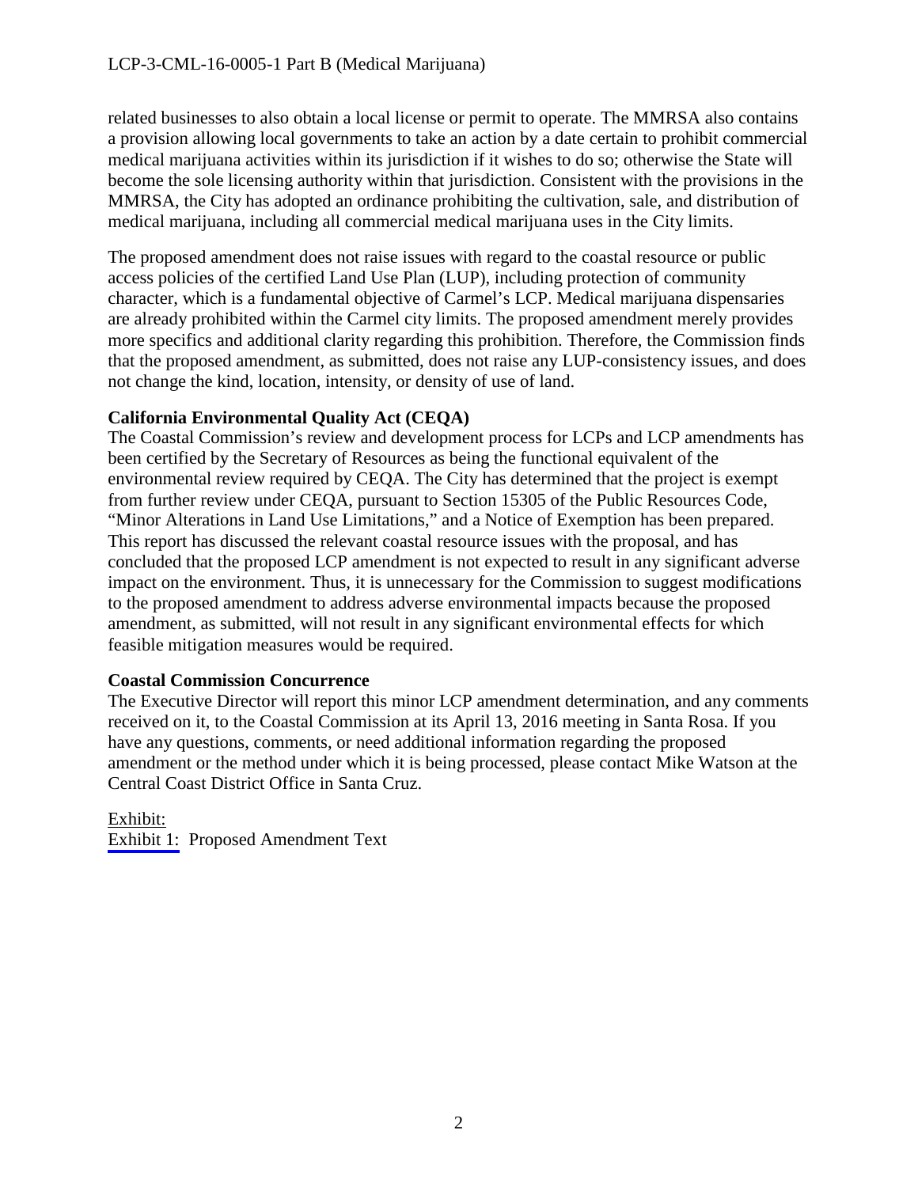related businesses to also obtain a local license or permit to operate. The MMRSA also contains a provision allowing local governments to take an action by a date certain to prohibit commercial medical marijuana activities within its jurisdiction if it wishes to do so; otherwise the State will become the sole licensing authority within that jurisdiction. Consistent with the provisions in the MMRSA, the City has adopted an ordinance prohibiting the cultivation, sale, and distribution of medical marijuana, including all commercial medical marijuana uses in the City limits.

The proposed amendment does not raise issues with regard to the coastal resource or public access policies of the certified Land Use Plan (LUP), including protection of community character, which is a fundamental objective of Carmel's LCP. Medical marijuana dispensaries are already prohibited within the Carmel city limits. The proposed amendment merely provides more specifics and additional clarity regarding this prohibition. Therefore, the Commission finds that the proposed amendment, as submitted, does not raise any LUP-consistency issues, and does not change the kind, location, intensity, or density of use of land.

**California Environmental Quality Act (CEQA)**

The Coastal Commission's review and development process for LCPs and LCP amendments has been certified by the Secretary of Resources as being the functional equivalent of the environmental review required by CEQA. The City has determined that the project is exempt from further review under CEQA, pursuant to Section 15305 of the Public Resources Code, "Minor Alterations in Land Use Limitations," and a Notice of Exemption has been prepared. This report has discussed the relevant coastal resource issues with the proposal, and has concluded that the proposed LCP amendment is not expected to result in any significant adverse impact on the environment. Thus, it is unnecessary for the Commission to suggest modifications to the proposed amendment to address adverse environmental impacts because the proposed amendment, as submitted, will not result in any significant environmental effects for which feasible mitigation measures would be required.

**Coastal Commission Concurrence**

The Executive Director will report this minor LCP amendment determination, and any comments received on it, to the Coastal Commission at its April 13, 2016 meeting in Santa Rosa. If you have any questions, comments, or need additional information regarding the proposed amendment or the method under which it is being processed, please contact Mike Watson at the Central Coast District Office in Santa Cruz.

Exhibit:
Exhibit 1: Proposed Amendment Text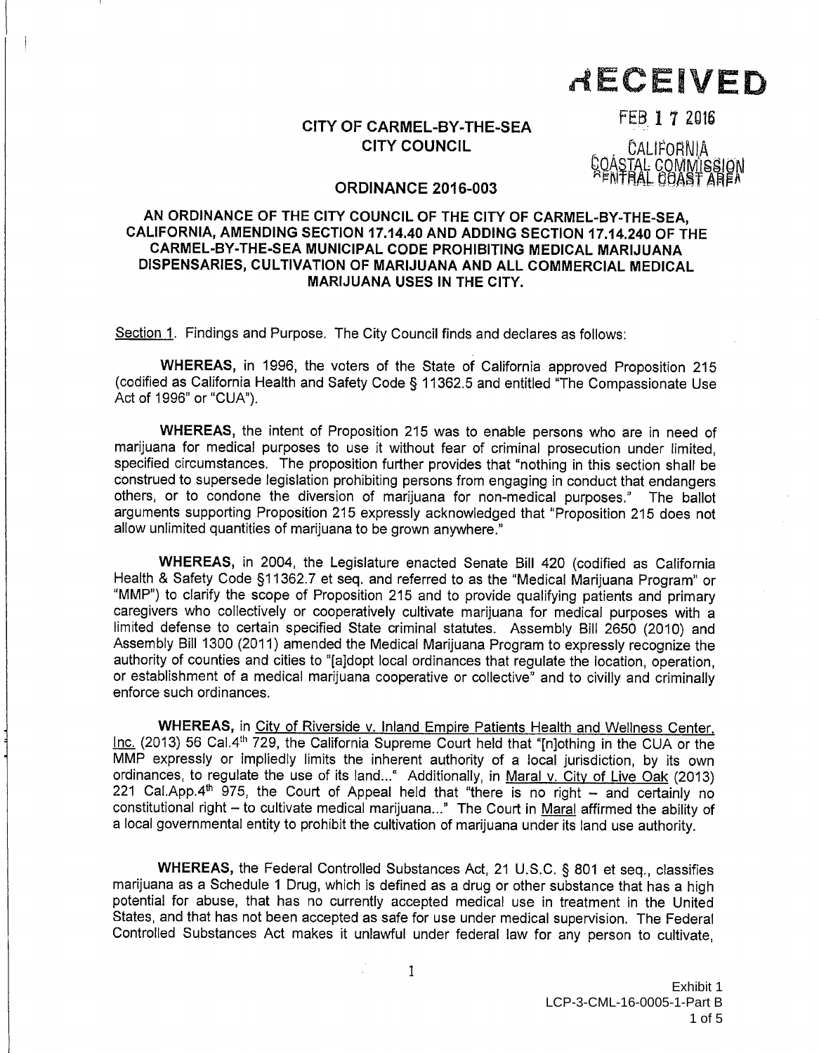RECEIVED

FEB 17 2016

CALIFORNIA COASTAL COMMISSION CENTRAL COAST AREA

**CITY OF CARMEL-BY-THE-SEA**
**CITY COUNCIL**

**ORDINANCE 2016-003**

**AN ORDINANCE OF THE CITY COUNCIL OF THE CITY OF CARMEL-BY-THE-SEA, CALIFORNIA, AMENDING SECTION 17.14.40 AND ADDING SECTION 17.14.240 OF THE CARMEL-BY-THE-SEA MUNICIPAL CODE PROHIBITING MEDICAL MARIJUANA DISPENSARIES, CULTIVATION OF MARIJUANA AND ALL COMMERCIAL MEDICAL MARIJUANA USES IN THE CITY.**

Section 1. Findings and Purpose. The City Council finds and declares as follows:

**WHEREAS,** in 1996, the voters of the State of California approved Proposition 215 (codified as California Health and Safety Code § 11362.5 and entitled "The Compassionate Use Act of 1996" or "CUA").

**WHEREAS,** the intent of Proposition 215 was to enable persons who are in need of marijuana for medical purposes to use it without fear of criminal prosecution under limited, specified circumstances. The proposition further provides that "nothing in this section shall be construed to supersede legislation prohibiting persons from engaging in conduct that endangers others, or to condone the diversion of marijuana for non-medical purposes." The ballot arguments supporting Proposition 215 expressly acknowledged that "Proposition 215 does not allow unlimited quantities of marijuana to be grown anywhere."

**WHEREAS,** in 2004, the Legislature enacted Senate Bill 420 (codified as California Health & Safety Code §11362.7 et seq. and referred to as the "Medical Marijuana Program" or "MMP") to clarify the scope of Proposition 215 and to provide qualifying patients and primary caregivers who collectively or cooperatively cultivate marijuana for medical purposes with a limited defense to certain specified State criminal statutes. Assembly Bill 2650 (2010) and Assembly Bill 1300 (2011) amended the Medical Marijuana Program to expressly recognize the authority of counties and cities to "[a]dopt local ordinances that regulate the location, operation, or establishment of a medical marijuana cooperative or collective" and to civilly and criminally enforce such ordinances.

**WHEREAS,** in City of Riverside v. Inland Empire Patients Health and Wellness Center, Inc. (2013) 56 Cal.4th 729, the California Supreme Court held that "[n]othing in the CUA or the MMP expressly or impliedly limits the inherent authority of a local jurisdiction, by its own ordinances, to regulate the use of its land..." Additionally, in Maral v. City of Live Oak (2013) 221 Cal.App.4th 975, the Court of Appeal held that "there is no right – and certainly no constitutional right – to cultivate medical marijuana..." The Court in Maral affirmed the ability of a local governmental entity to prohibit the cultivation of marijuana under its land use authority.

**WHEREAS,** the Federal Controlled Substances Act, 21 U.S.C. § 801 et seq., classifies marijuana as a Schedule 1 Drug, which is defined as a drug or other substance that has a high potential for abuse, that has no currently accepted medical use in treatment in the United States, and that has not been accepted as safe for use under medical supervision. The Federal Controlled Substances Act makes it unlawful under federal law for any person to cultivate,

Exhibit 1
LCP-3-CML-16-0005-1-Part B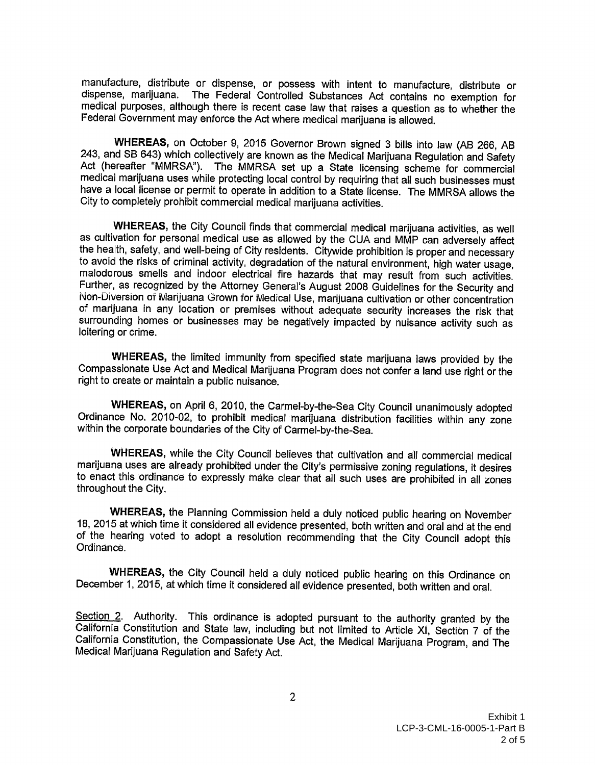manufacture, distribute or dispense, or possess with intent to manufacture, distribute or dispense, marijuana. The Federal Controlled Substances Act contains no exemption for medical purposes, although there is recent case law that raises a question as to whether the Federal Government may enforce the Act where medical marijuana is allowed.

**WHEREAS,** on October 9, 2015 Governor Brown signed 3 bills into law (AB 266, AB 243, and SB 643) which collectively are known as the Medical Marijuana Regulation and Safety Act (hereafter "MMRSA"). The MMRSA set up a State licensing scheme for commercial medical marijuana uses while protecting local control by requiring that all such businesses must have a local license or permit to operate in addition to a State license. The MMRSA allows the City to completely prohibit commercial medical marijuana activities.

**WHEREAS,** the City Council finds that commercial medical marijuana activities, as well as cultivation for personal medical use as allowed by the CUA and MMP can adversely affect the health, safety, and well-being of City residents. Citywide prohibition is proper and necessary to avoid the risks of criminal activity, degradation of the natural environment, high water usage, malodorous smells and indoor electrical fire hazards that may result from such activities. Further, as recognized by the Attorney General's August 2008 Guidelines for the Security and Non-Diversion of Marijuana Grown for Medical Use, marijuana cultivation or other concentration of marijuana in any location or premises without adequate security increases the risk that surrounding homes or businesses may be negatively impacted by nuisance activity such as loitering or crime.

**WHEREAS,** the limited immunity from specified state marijuana laws provided by the Compassionate Use Act and Medical Marijuana Program does not confer a land use right or the right to create or maintain a public nuisance.

**WHEREAS,** on April 6, 2010, the Carmel-by-the-Sea City Council unanimously adopted Ordinance No. 2010-02, to prohibit medical marijuana distribution facilities within any zone within the corporate boundaries of the City of Carmel-by-the-Sea.

**WHEREAS,** while the City Council believes that cultivation and all commercial medical marijuana uses are already prohibited under the City's permissive zoning regulations, it desires to enact this ordinance to expressly make clear that all such uses are prohibited in all zones throughout the City.

**WHEREAS,** the Planning Commission held a duly noticed public hearing on November 18, 2015 at which time it considered all evidence presented, both written and oral and at the end of the hearing voted to adopt a resolution recommending that the City Council adopt this Ordinance.

**WHEREAS,** the City Council held a duly noticed public hearing on this Ordinance on December 1, 2015, at which time it considered all evidence presented, both written and oral.

<u>Section 2</u>. Authority. This ordinance is adopted pursuant to the authority granted by the California Constitution and State law, including but not limited to Article XI, Section 7 of the California Constitution, the Compassionate Use Act, the Medical Marijuana Program, and The Medical Marijuana Regulation and Safety Act.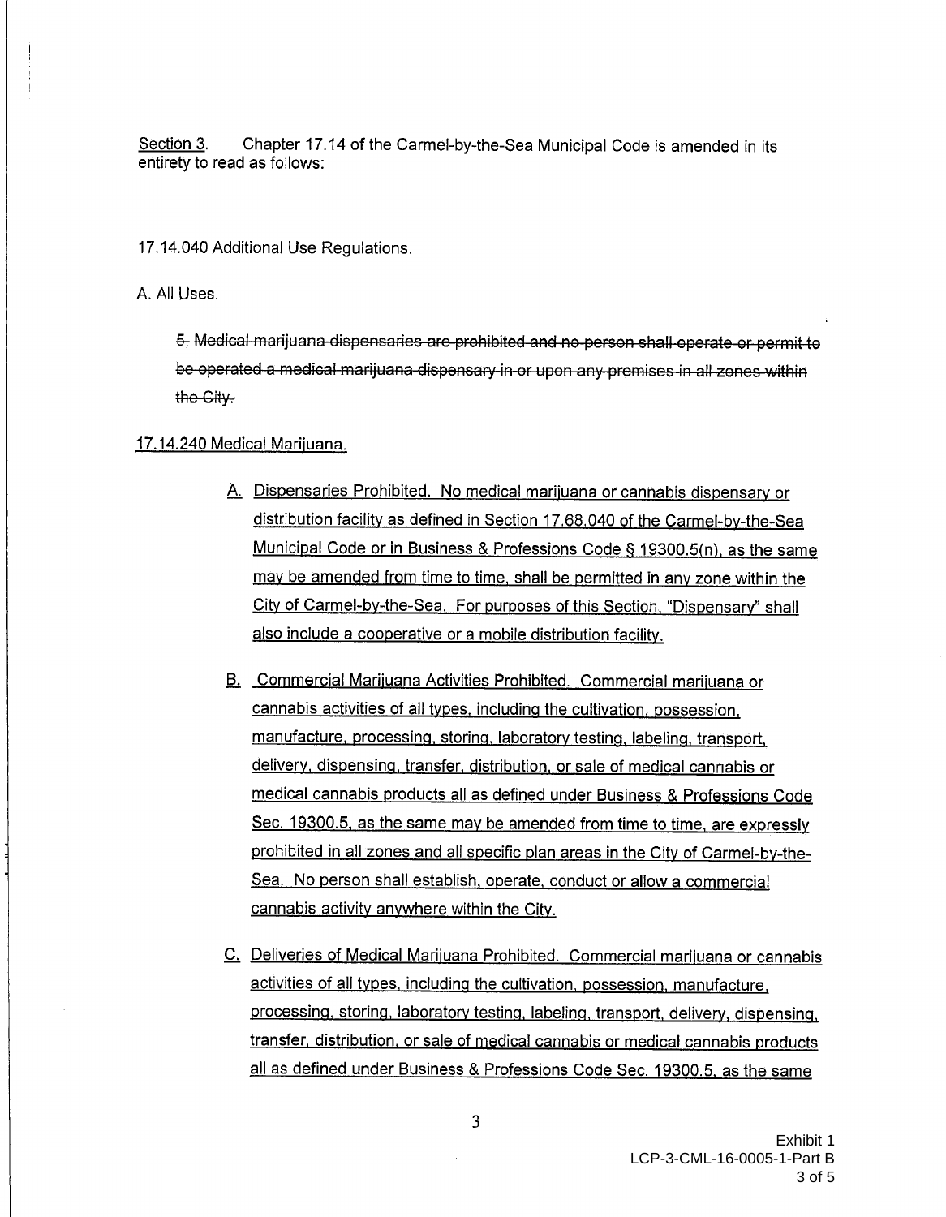Section 3. Chapter 17.14 of the Carmel-by-the-Sea Municipal Code is amended in its entirety to read as follows:

17.14.040 Additional Use Regulations.

A. All Uses.

~~5. Medical marijuana dispensaries are prohibited and no person shall operate or permit to be operated a medical marijuana dispensary in or upon any premises in all zones within the City.~~

<u>17.14.240 Medical Marijuana.</u>

<u>A. Dispensaries Prohibited. No medical marijuana or cannabis dispensary or distribution facility as defined in Section 17.68.040 of the Carmel-by-the-Sea Municipal Code or in Business & Professions Code § 19300.5(n), as the same may be amended from time to time, shall be permitted in any zone within the City of Carmel-by-the-Sea. For purposes of this Section, "Dispensary" shall also include a cooperative or a mobile distribution facility.</u>

<u>B. Commercial Marijuana Activities Prohibited. Commercial marijuana or cannabis activities of all types, including the cultivation, possession, manufacture, processing, storing, laboratory testing, labeling, transport, delivery, dispensing, transfer, distribution, or sale of medical cannabis or medical cannabis products all as defined under Business & Professions Code Sec. 19300.5, as the same may be amended from time to time, are expressly prohibited in all zones and all specific plan areas in the City of Carmel-by-the-Sea. No person shall establish, operate, conduct or allow a commercial cannabis activity anywhere within the City.</u>

<u>C. Deliveries of Medical Marijuana Prohibited. Commercial marijuana or cannabis activities of all types, including the cultivation, possession, manufacture, processing, storing, laboratory testing, labeling, transport, delivery, dispensing, transfer, distribution, or sale of medical cannabis or medical cannabis products all as defined under Business & Professions Code Sec. 19300.5, as the same</u>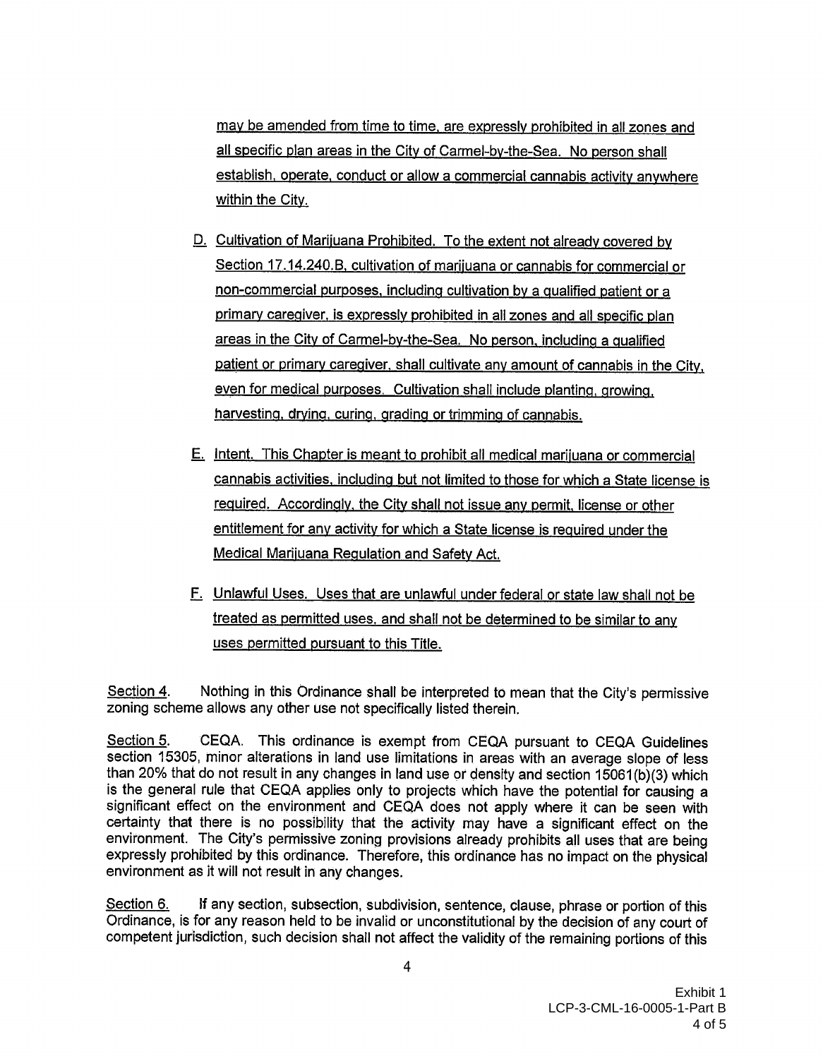may be amended from time to time, are expressly prohibited in all zones and all specific plan areas in the City of Carmel-by-the-Sea. No person shall establish, operate, conduct or allow a commercial cannabis activity anywhere within the City.

D. Cultivation of Marijuana Prohibited. To the extent not already covered by Section 17.14.240.B, cultivation of marijuana or cannabis for commercial or non-commercial purposes, including cultivation by a qualified patient or a primary caregiver, is expressly prohibited in all zones and all specific plan areas in the City of Carmel-by-the-Sea. No person, including a qualified patient or primary caregiver, shall cultivate any amount of cannabis in the City, even for medical purposes. Cultivation shall include planting, growing, harvesting, drying, curing, grading or trimming of cannabis.

E. Intent. This Chapter is meant to prohibit all medical marijuana or commercial cannabis activities, including but not limited to those for which a State license is required. Accordingly, the City shall not issue any permit, license or other entitlement for any activity for which a State license is required under the Medical Marijuana Regulation and Safety Act.

F. Unlawful Uses. Uses that are unlawful under federal or state law shall not be treated as permitted uses, and shall not be determined to be similar to any uses permitted pursuant to this Title.

Section 4. Nothing in this Ordinance shall be interpreted to mean that the City's permissive zoning scheme allows any other use not specifically listed therein.

Section 5. CEQA. This ordinance is exempt from CEQA pursuant to CEQA Guidelines section 15305, minor alterations in land use limitations in areas with an average slope of less than 20% that do not result in any changes in land use or density and section 15061(b)(3) which is the general rule that CEQA applies only to projects which have the potential for causing a significant effect on the environment and CEQA does not apply where it can be seen with certainty that there is no possibility that the activity may have a significant effect on the environment. The City's permissive zoning provisions already prohibits all uses that are being expressly prohibited by this ordinance. Therefore, this ordinance has no impact on the physical environment as it will not result in any changes.

Section 6. If any section, subsection, subdivision, sentence, clause, phrase or portion of this Ordinance, is for any reason held to be invalid or unconstitutional by the decision of any court of competent jurisdiction, such decision shall not affect the validity of the remaining portions of this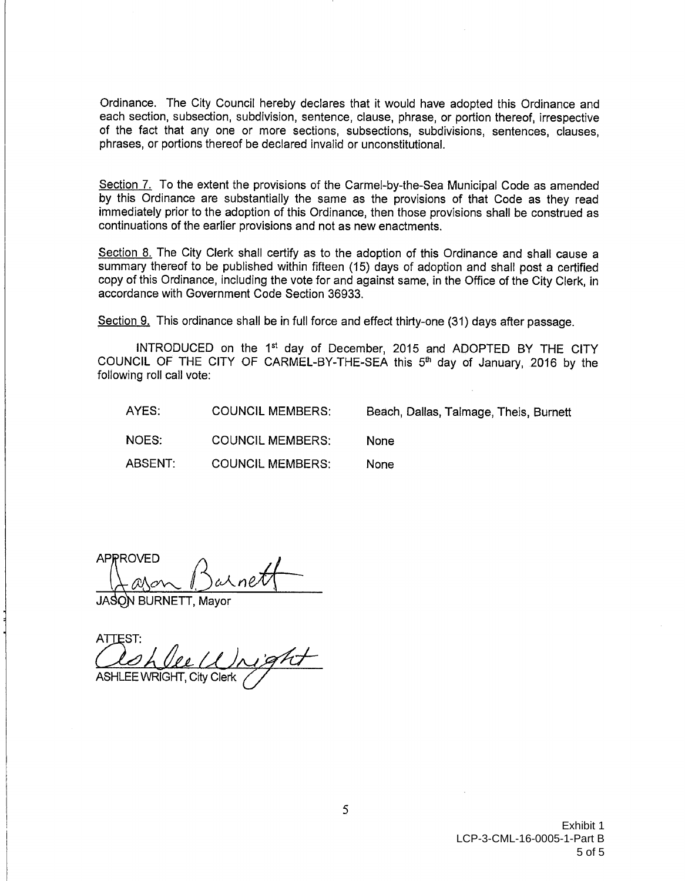Ordinance. The City Council hereby declares that it would have adopted this Ordinance and each section, subsection, subdivision, sentence, clause, phrase, or portion thereof, irrespective of the fact that any one or more sections, subsections, subdivisions, sentences, clauses, phrases, or portions thereof be declared invalid or unconstitutional.

Section 7. To the extent the provisions of the Carmel-by-the-Sea Municipal Code as amended by this Ordinance are substantially the same as the provisions of that Code as they read immediately prior to the adoption of this Ordinance, then those provisions shall be construed as continuations of the earlier provisions and not as new enactments.

Section 8. The City Clerk shall certify as to the adoption of this Ordinance and shall cause a summary thereof to be published within fifteen (15) days of adoption and shall post a certified copy of this Ordinance, including the vote for and against same, in the Office of the City Clerk, in accordance with Government Code Section 36933.

Section 9. This ordinance shall be in full force and effect thirty-one (31) days after passage.

INTRODUCED on the 1st day of December, 2015 and ADOPTED BY THE CITY COUNCIL OF THE CITY OF CARMEL-BY-THE-SEA this 5th day of January, 2016 by the following roll call vote:

| | | |
|---|---|---|
| AYES: | COUNCIL MEMBERS: | Beach, Dallas, Talmage, Theis, Burnett |
| NOES: | COUNCIL MEMBERS: | None |
| ABSENT: | COUNCIL MEMBERS: | None |

APPROVED

Jason Burnett

JASON BURNETT, Mayor

ATTEST:

Ashlee Wright

ASHLEE WRIGHT, City Clerk

Exhibit 1
LCP-3-CML-16-0005-1-Part B